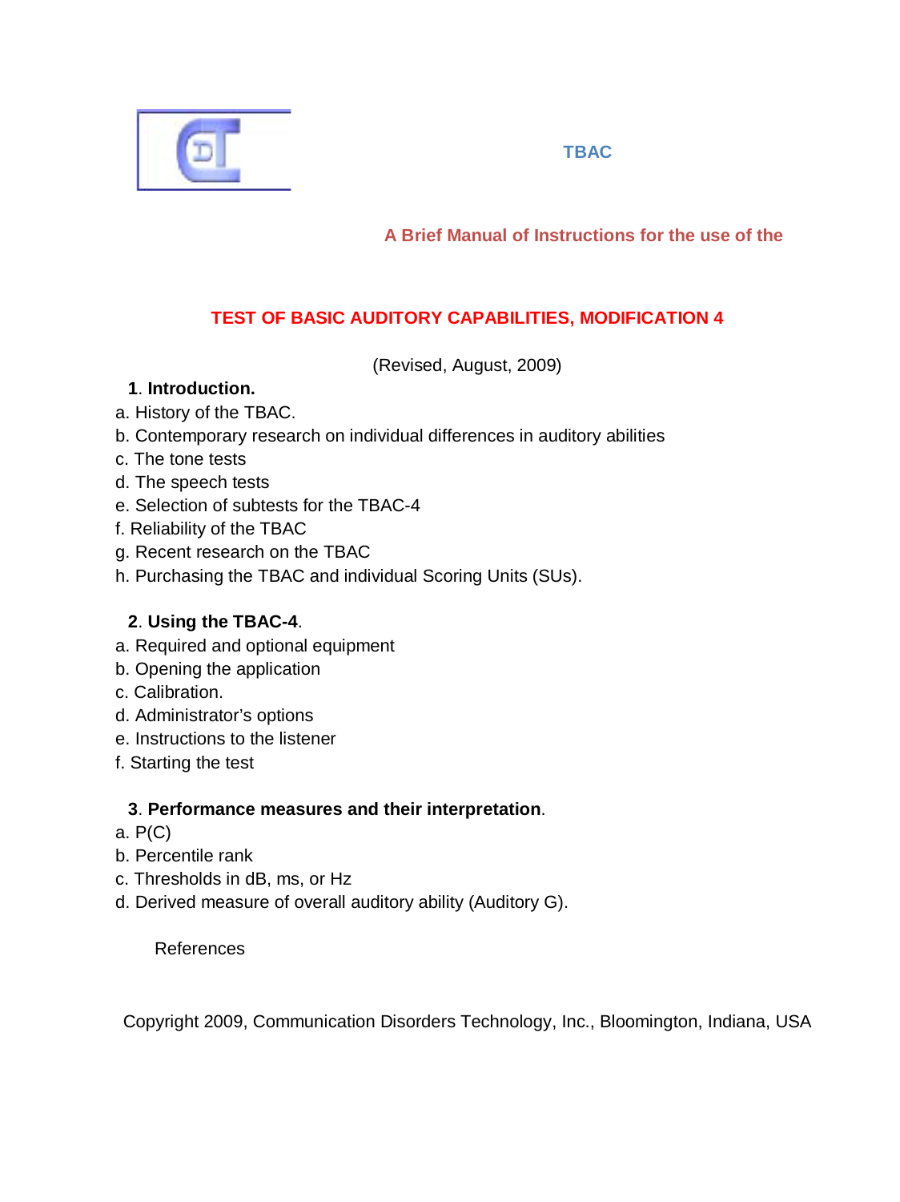TBAC

A Brief Manual of Instructions for the use of the

# TEST OF BASIC AUDITORY CAPABILITIES, MODIFICATION 4

(Revised, August, 2009)

**1**. **Introduction.**

a. History of the TBAC.
b. Contemporary research on individual differences in auditory abilities
c. The tone tests
d. The speech tests
e. Selection of subtests for the TBAC-4
f. Reliability of the TBAC
g. Recent research on the TBAC
h. Purchasing the TBAC and individual Scoring Units (SUs).

**2**. **Using the TBAC-4**.

a. Required and optional equipment
b. Opening the application
c. Calibration.
d. Administrator's options
e. Instructions to the listener
f. Starting the test

**3**. **Performance measures and their interpretation**.

a. P(C)
b. Percentile rank
c. Thresholds in dB, ms, or Hz
d. Derived measure of overall auditory ability (Auditory G).

References

Copyright 2009, Communication Disorders Technology, Inc., Bloomington, Indiana, USA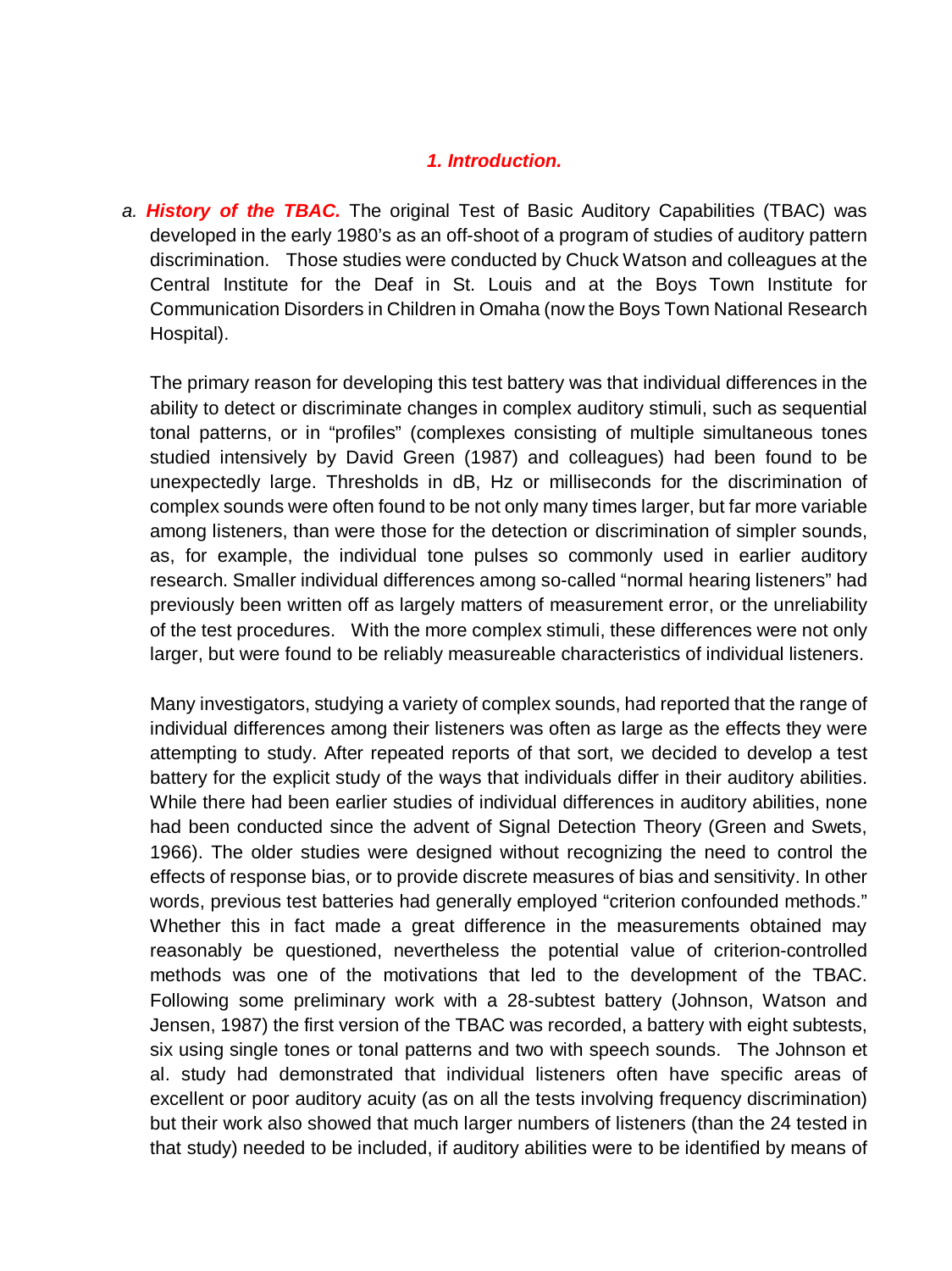## 1. Introduction.

*a.* ***History of the TBAC.*** The original Test of Basic Auditory Capabilities (TBAC) was developed in the early 1980's as an off-shoot of a program of studies of auditory pattern discrimination. Those studies were conducted by Chuck Watson and colleagues at the Central Institute for the Deaf in St. Louis and at the Boys Town Institute for Communication Disorders in Children in Omaha (now the Boys Town National Research Hospital).

The primary reason for developing this test battery was that individual differences in the ability to detect or discriminate changes in complex auditory stimuli, such as sequential tonal patterns, or in "profiles" (complexes consisting of multiple simultaneous tones studied intensively by David Green (1987) and colleagues) had been found to be unexpectedly large. Thresholds in dB, Hz or milliseconds for the discrimination of complex sounds were often found to be not only many times larger, but far more variable among listeners, than were those for the detection or discrimination of simpler sounds, as, for example, the individual tone pulses so commonly used in earlier auditory research. Smaller individual differences among so-called "normal hearing listeners" had previously been written off as largely matters of measurement error, or the unreliability of the test procedures. With the more complex stimuli, these differences were not only larger, but were found to be reliably measureable characteristics of individual listeners.

Many investigators, studying a variety of complex sounds, had reported that the range of individual differences among their listeners was often as large as the effects they were attempting to study. After repeated reports of that sort, we decided to develop a test battery for the explicit study of the ways that individuals differ in their auditory abilities. While there had been earlier studies of individual differences in auditory abilities, none had been conducted since the advent of Signal Detection Theory (Green and Swets, 1966). The older studies were designed without recognizing the need to control the effects of response bias, or to provide discrete measures of bias and sensitivity. In other words, previous test batteries had generally employed "criterion confounded methods." Whether this in fact made a great difference in the measurements obtained may reasonably be questioned, nevertheless the potential value of criterion-controlled methods was one of the motivations that led to the development of the TBAC. Following some preliminary work with a 28-subtest battery (Johnson, Watson and Jensen, 1987) the first version of the TBAC was recorded, a battery with eight subtests, six using single tones or tonal patterns and two with speech sounds. The Johnson et al. study had demonstrated that individual listeners often have specific areas of excellent or poor auditory acuity (as on all the tests involving frequency discrimination) but their work also showed that much larger numbers of listeners (than the 24 tested in that study) needed to be included, if auditory abilities were to be identified by means of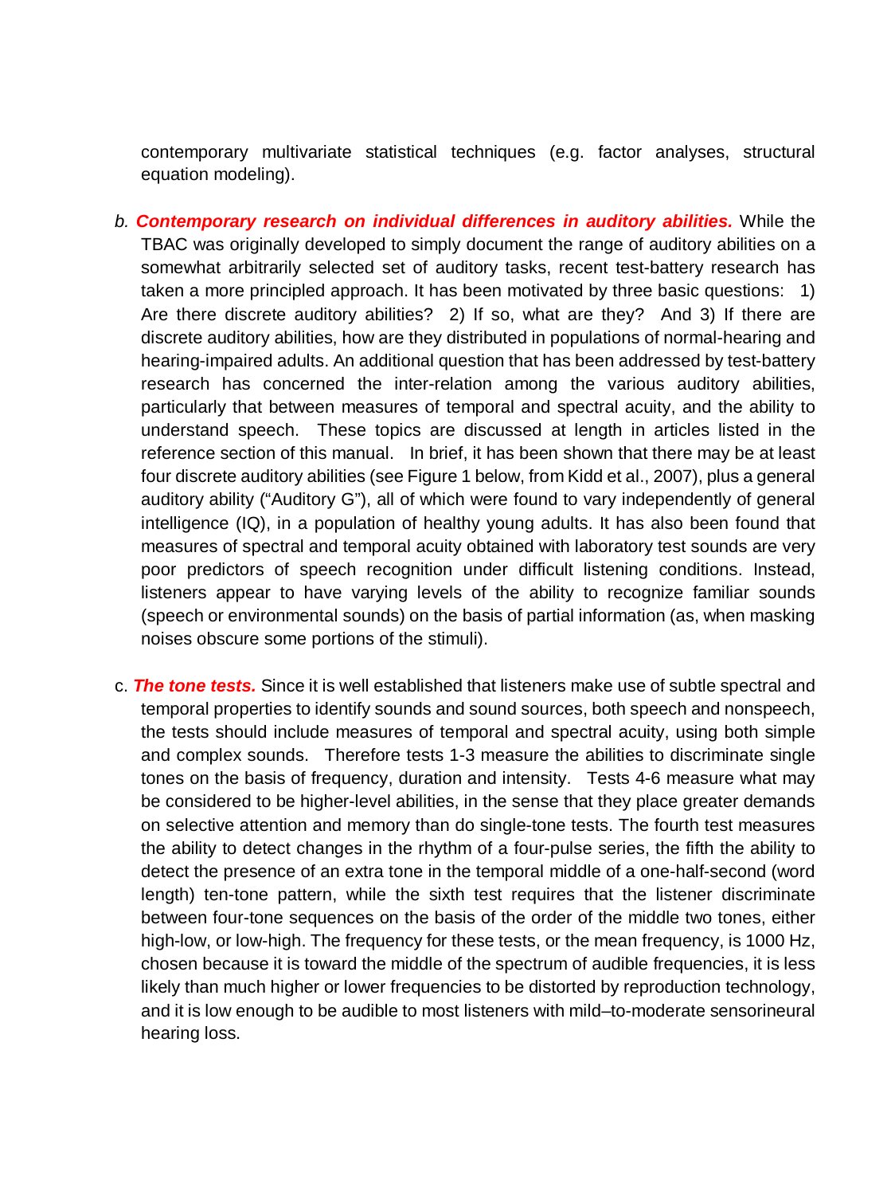contemporary multivariate statistical techniques (e.g. factor analyses, structural equation modeling).

b. ***Contemporary research on individual differences in auditory abilities.*** While the TBAC was originally developed to simply document the range of auditory abilities on a somewhat arbitrarily selected set of auditory tasks, recent test-battery research has taken a more principled approach. It has been motivated by three basic questions: 1) Are there discrete auditory abilities? 2) If so, what are they? And 3) If there are discrete auditory abilities, how are they distributed in populations of normal-hearing and hearing-impaired adults. An additional question that has been addressed by test-battery research has concerned the inter-relation among the various auditory abilities, particularly that between measures of temporal and spectral acuity, and the ability to understand speech. These topics are discussed at length in articles listed in the reference section of this manual. In brief, it has been shown that there may be at least four discrete auditory abilities (see Figure 1 below, from Kidd et al., 2007), plus a general auditory ability ("Auditory G"), all of which were found to vary independently of general intelligence (IQ), in a population of healthy young adults. It has also been found that measures of spectral and temporal acuity obtained with laboratory test sounds are very poor predictors of speech recognition under difficult listening conditions. Instead, listeners appear to have varying levels of the ability to recognize familiar sounds (speech or environmental sounds) on the basis of partial information (as, when masking noises obscure some portions of the stimuli).

c. ***The tone tests.*** Since it is well established that listeners make use of subtle spectral and temporal properties to identify sounds and sound sources, both speech and nonspeech, the tests should include measures of temporal and spectral acuity, using both simple and complex sounds. Therefore tests 1-3 measure the abilities to discriminate single tones on the basis of frequency, duration and intensity. Tests 4-6 measure what may be considered to be higher-level abilities, in the sense that they place greater demands on selective attention and memory than do single-tone tests. The fourth test measures the ability to detect changes in the rhythm of a four-pulse series, the fifth the ability to detect the presence of an extra tone in the temporal middle of a one-half-second (word length) ten-tone pattern, while the sixth test requires that the listener discriminate between four-tone sequences on the basis of the order of the middle two tones, either high-low, or low-high. The frequency for these tests, or the mean frequency, is 1000 Hz, chosen because it is toward the middle of the spectrum of audible frequencies, it is less likely than much higher or lower frequencies to be distorted by reproduction technology, and it is low enough to be audible to most listeners with mild–to-moderate sensorineural hearing loss.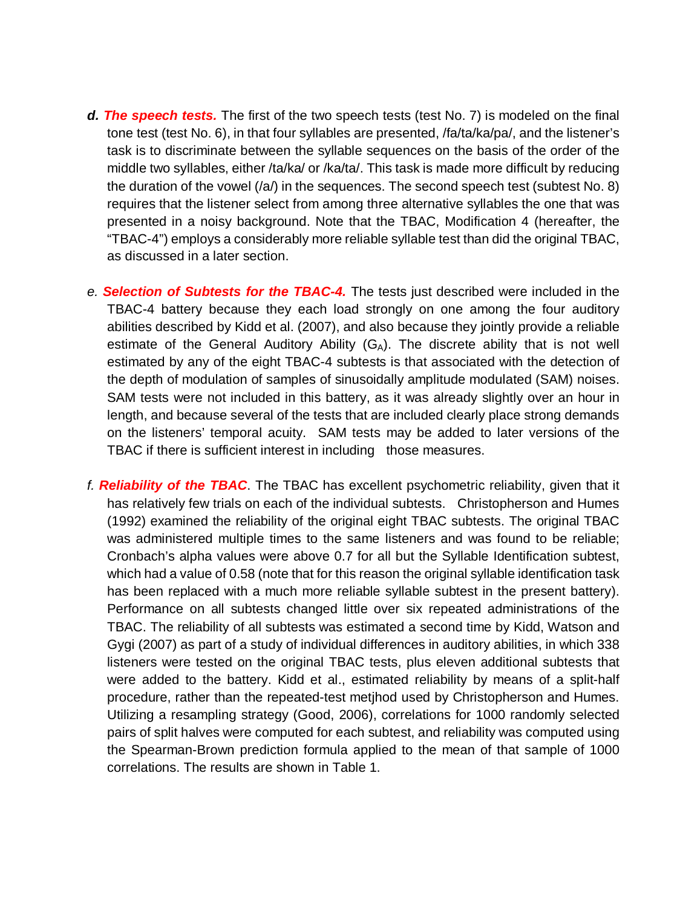**d. *The speech tests.*** The first of the two speech tests (test No. 7) is modeled on the final tone test (test No. 6), in that four syllables are presented, /fa/ta/ka/pa/, and the listener's task is to discriminate between the syllable sequences on the basis of the order of the middle two syllables, either /ta/ka/ or /ka/ta/. This task is made more difficult by reducing the duration of the vowel (/a/) in the sequences. The second speech test (subtest No. 8) requires that the listener select from among three alternative syllables the one that was presented in a noisy background. Note that the TBAC, Modification 4 (hereafter, the "TBAC-4") employs a considerably more reliable syllable test than did the original TBAC, as discussed in a later section.

*e.* ***Selection of Subtests for the TBAC-4.*** The tests just described were included in the TBAC-4 battery because they each load strongly on one among the four auditory abilities described by Kidd et al. (2007), and also because they jointly provide a reliable estimate of the General Auditory Ability ($G_A$). The discrete ability that is not well estimated by any of the eight TBAC-4 subtests is that associated with the detection of the depth of modulation of samples of sinusoidally amplitude modulated (SAM) noises. SAM tests were not included in this battery, as it was already slightly over an hour in length, and because several of the tests that are included clearly place strong demands on the listeners' temporal acuity. SAM tests may be added to later versions of the TBAC if there is sufficient interest in including those measures.

*f.* ***Reliability of the TBAC***. The TBAC has excellent psychometric reliability, given that it has relatively few trials on each of the individual subtests. Christopherson and Humes (1992) examined the reliability of the original eight TBAC subtests. The original TBAC was administered multiple times to the same listeners and was found to be reliable; Cronbach's alpha values were above 0.7 for all but the Syllable Identification subtest, which had a value of 0.58 (note that for this reason the original syllable identification task has been replaced with a much more reliable syllable subtest in the present battery). Performance on all subtests changed little over six repeated administrations of the TBAC. The reliability of all subtests was estimated a second time by Kidd, Watson and Gygi (2007) as part of a study of individual differences in auditory abilities, in which 338 listeners were tested on the original TBAC tests, plus eleven additional subtests that were added to the battery. Kidd et al., estimated reliability by means of a split-half procedure, rather than the repeated-test metjhod used by Christopherson and Humes. Utilizing a resampling strategy (Good, 2006), correlations for 1000 randomly selected pairs of split halves were computed for each subtest, and reliability was computed using the Spearman-Brown prediction formula applied to the mean of that sample of 1000 correlations. The results are shown in Table 1.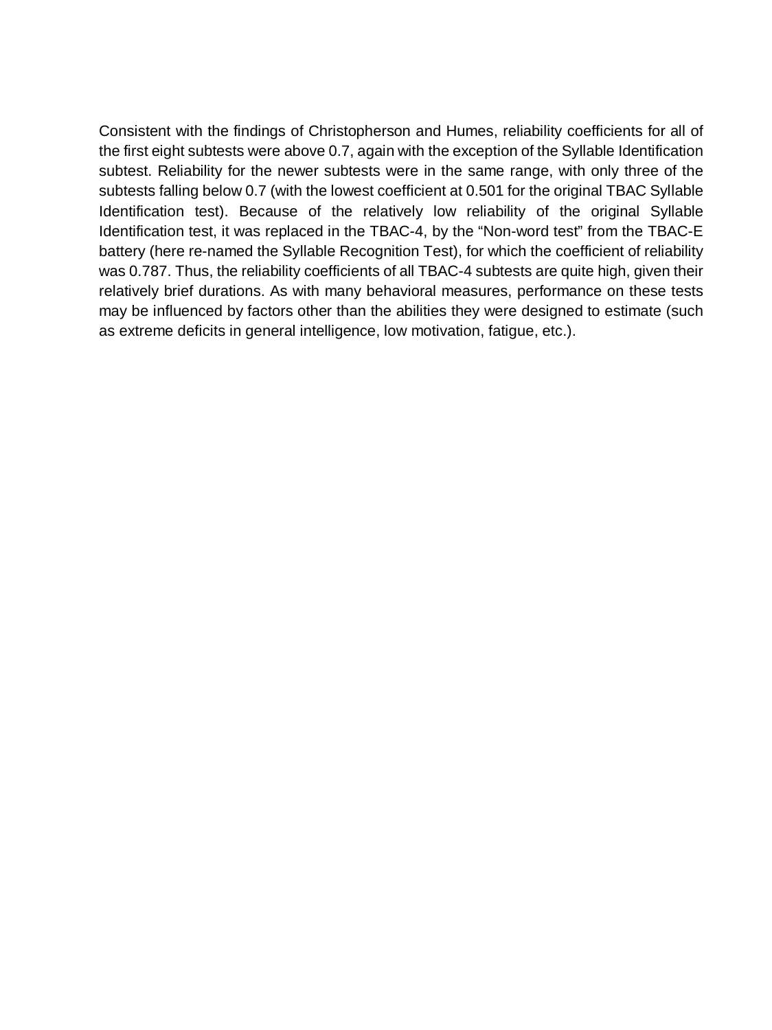Consistent with the findings of Christopherson and Humes, reliability coefficients for all of the first eight subtests were above 0.7, again with the exception of the Syllable Identification subtest. Reliability for the newer subtests were in the same range, with only three of the subtests falling below 0.7 (with the lowest coefficient at 0.501 for the original TBAC Syllable Identification test). Because of the relatively low reliability of the original Syllable Identification test, it was replaced in the TBAC-4, by the "Non-word test" from the TBAC-E battery (here re-named the Syllable Recognition Test), for which the coefficient of reliability was 0.787. Thus, the reliability coefficients of all TBAC-4 subtests are quite high, given their relatively brief durations. As with many behavioral measures, performance on these tests may be influenced by factors other than the abilities they were designed to estimate (such as extreme deficits in general intelligence, low motivation, fatigue, etc.).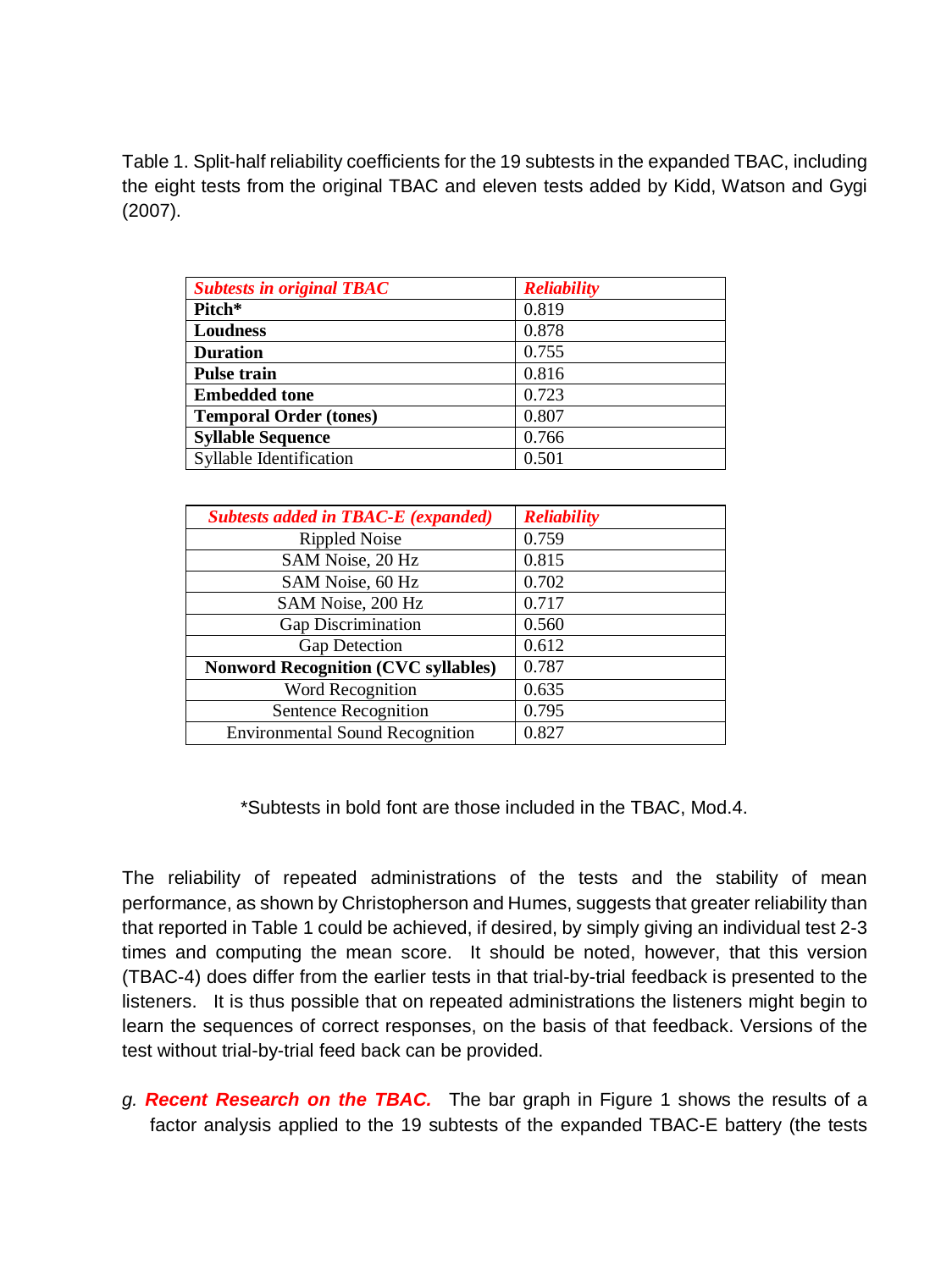Table 1. Split-half reliability coefficients for the 19 subtests in the expanded TBAC, including the eight tests from the original TBAC and eleven tests added by Kidd, Watson and Gygi (2007).

| *Subtests in original TBAC* | *Reliability* |
|---|---|
| **Pitch*** | 0.819 |
| **Loudness** | 0.878 |
| **Duration** | 0.755 |
| **Pulse train** | 0.816 |
| **Embedded tone** | 0.723 |
| **Temporal Order (tones)** | 0.807 |
| **Syllable Sequence** | 0.766 |
| Syllable Identification | 0.501 |

| *Subtests added in TBAC-E (expanded)* | *Reliability* |
|---|---|
| Rippled Noise | 0.759 |
| SAM Noise, 20 Hz | 0.815 |
| SAM Noise, 60 Hz | 0.702 |
| SAM Noise, 200 Hz | 0.717 |
| Gap Discrimination | 0.560 |
| Gap Detection | 0.612 |
| **Nonword Recognition (CVC syllables)** | 0.787 |
| Word Recognition | 0.635 |
| Sentence Recognition | 0.795 |
| Environmental Sound Recognition | 0.827 |

*Subtests in bold font are those included in the TBAC, Mod.4.

The reliability of repeated administrations of the tests and the stability of mean performance, as shown by Christopherson and Humes, suggests that greater reliability than that reported in Table 1 could be achieved, if desired, by simply giving an individual test 2-3 times and computing the mean score. It should be noted, however, that this version (TBAC-4) does differ from the earlier tests in that trial-by-trial feedback is presented to the listeners. It is thus possible that on repeated administrations the listeners might begin to learn the sequences of correct responses, on the basis of that feedback. Versions of the test without trial-by-trial feed back can be provided.

*g.* ***Recent Research on the TBAC.*** The bar graph in Figure 1 shows the results of a factor analysis applied to the 19 subtests of the expanded TBAC-E battery (the tests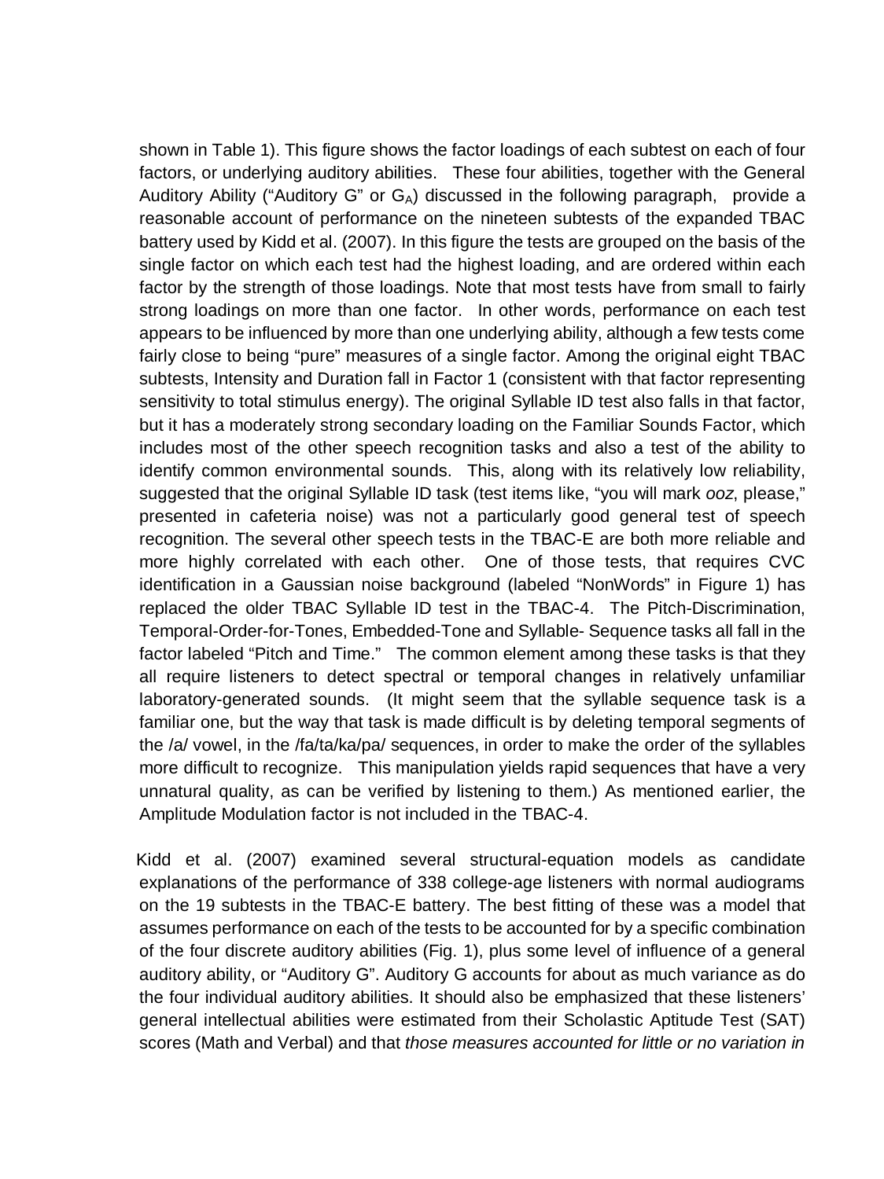shown in Table 1). This figure shows the factor loadings of each subtest on each of four factors, or underlying auditory abilities. These four abilities, together with the General Auditory Ability ("Auditory G" or $G_A$) discussed in the following paragraph, provide a reasonable account of performance on the nineteen subtests of the expanded TBAC battery used by Kidd et al. (2007). In this figure the tests are grouped on the basis of the single factor on which each test had the highest loading, and are ordered within each factor by the strength of those loadings. Note that most tests have from small to fairly strong loadings on more than one factor. In other words, performance on each test appears to be influenced by more than one underlying ability, although a few tests come fairly close to being "pure" measures of a single factor. Among the original eight TBAC subtests, Intensity and Duration fall in Factor 1 (consistent with that factor representing sensitivity to total stimulus energy). The original Syllable ID test also falls in that factor, but it has a moderately strong secondary loading on the Familiar Sounds Factor, which includes most of the other speech recognition tasks and also a test of the ability to identify common environmental sounds. This, along with its relatively low reliability, suggested that the original Syllable ID task (test items like, "you will mark *ooz*, please," presented in cafeteria noise) was not a particularly good general test of speech recognition. The several other speech tests in the TBAC-E are both more reliable and more highly correlated with each other. One of those tests, that requires CVC identification in a Gaussian noise background (labeled "NonWords" in Figure 1) has replaced the older TBAC Syllable ID test in the TBAC-4. The Pitch-Discrimination, Temporal-Order-for-Tones, Embedded-Tone and Syllable- Sequence tasks all fall in the factor labeled "Pitch and Time." The common element among these tasks is that they all require listeners to detect spectral or temporal changes in relatively unfamiliar laboratory-generated sounds. (It might seem that the syllable sequence task is a familiar one, but the way that task is made difficult is by deleting temporal segments of the /a/ vowel, in the /fa/ta/ka/pa/ sequences, in order to make the order of the syllables more difficult to recognize. This manipulation yields rapid sequences that have a very unnatural quality, as can be verified by listening to them.) As mentioned earlier, the Amplitude Modulation factor is not included in the TBAC-4.

Kidd et al. (2007) examined several structural-equation models as candidate explanations of the performance of 338 college-age listeners with normal audiograms on the 19 subtests in the TBAC-E battery. The best fitting of these was a model that assumes performance on each of the tests to be accounted for by a specific combination of the four discrete auditory abilities (Fig. 1), plus some level of influence of a general auditory ability, or "Auditory G". Auditory G accounts for about as much variance as do the four individual auditory abilities. It should also be emphasized that these listeners' general intellectual abilities were estimated from their Scholastic Aptitude Test (SAT) scores (Math and Verbal) and that *those measures accounted for little or no variation in*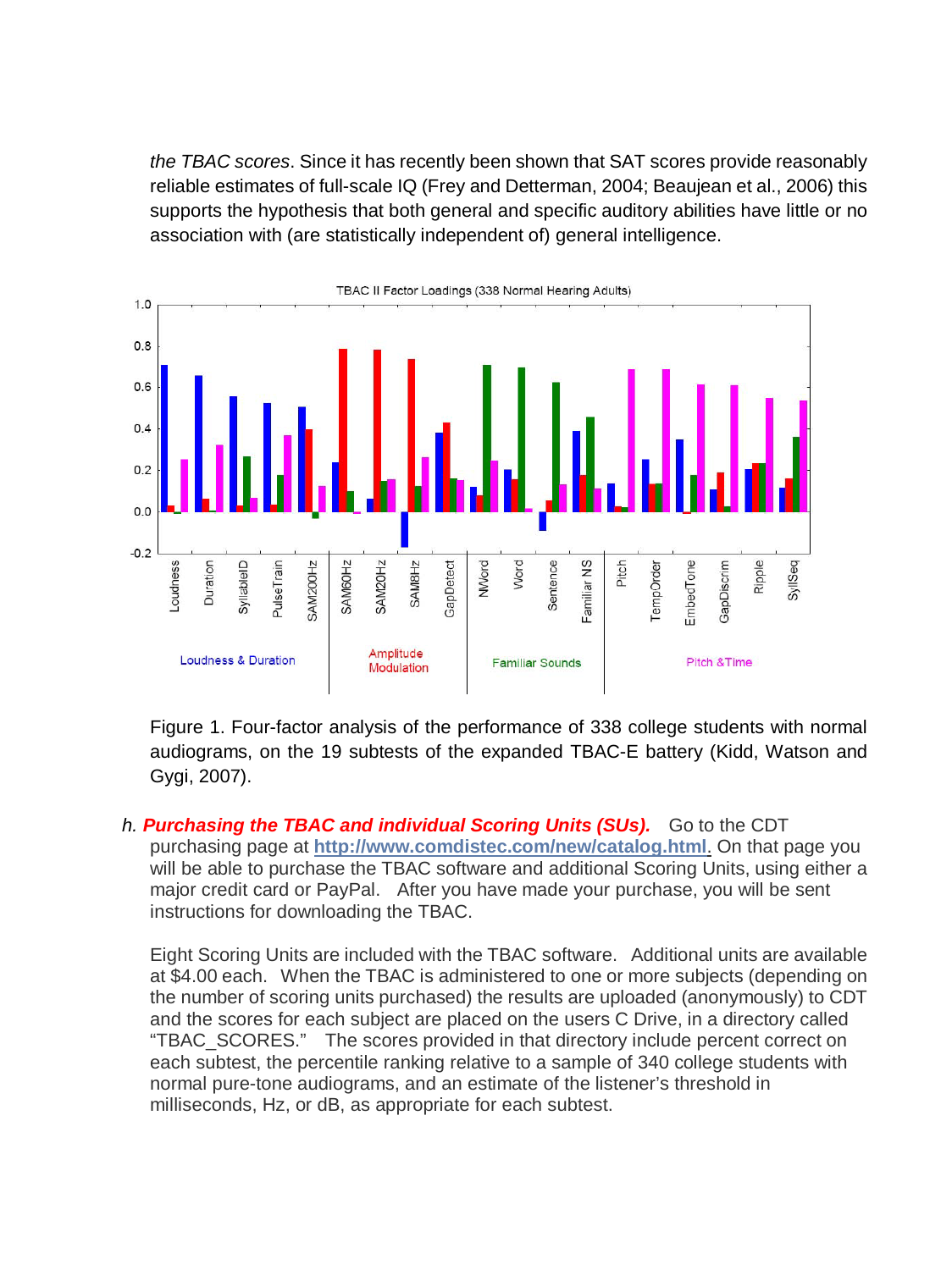*the TBAC scores*. Since it has recently been shown that SAT scores provide reasonably reliable estimates of full-scale IQ (Frey and Detterman, 2004; Beaujean et al., 2006) this supports the hypothesis that both general and specific auditory abilities have little or no association with (are statistically independent of) general intelligence.

Figure 1. Four-factor analysis of the performance of 338 college students with normal audiograms, on the 19 subtests of the expanded TBAC-E battery (Kidd, Watson and Gygi, 2007).

h. ***Purchasing the TBAC and individual Scoring Units (SUs).*** Go to the CDT purchasing page at **[http://www.comdistec.com/new/catalog.html](http://www.comdistec.com/new/catalog.html)**. On that page you will be able to purchase the TBAC software and additional Scoring Units, using either a major credit card or PayPal. After you have made your purchase, you will be sent instructions for downloading the TBAC.

Eight Scoring Units are included with the TBAC software. Additional units are available at $4.00 each. When the TBAC is administered to one or more subjects (depending on the number of scoring units purchased) the results are uploaded (anonymously) to CDT and the scores for each subject are placed on the users C Drive, in a directory called "TBAC_SCORES." The scores provided in that directory include percent correct on each subtest, the percentile ranking relative to a sample of 340 college students with normal pure-tone audiograms, and an estimate of the listener's threshold in milliseconds, Hz, or dB, as appropriate for each subtest.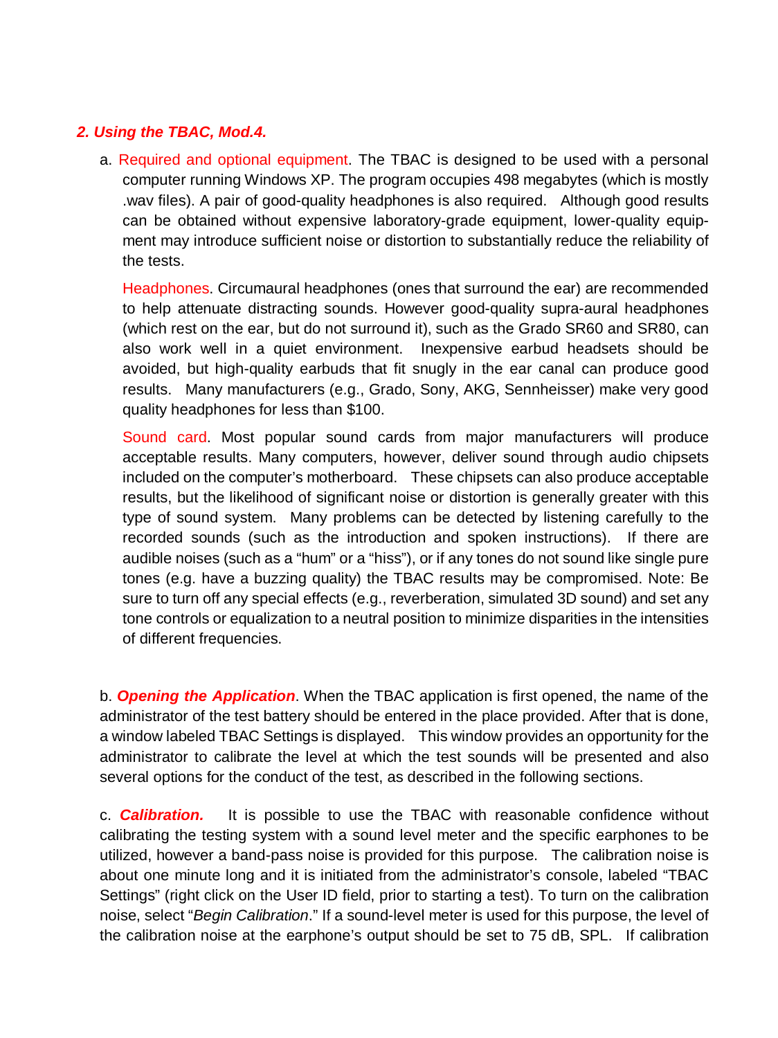## *2. Using the TBAC, Mod.4.*

a. Required and optional equipment. The TBAC is designed to be used with a personal computer running Windows XP. The program occupies 498 megabytes (which is mostly .wav files). A pair of good-quality headphones is also required. Although good results can be obtained without expensive laboratory-grade equipment, lower-quality equipment may introduce sufficient noise or distortion to substantially reduce the reliability of the tests.

Headphones. Circumaural headphones (ones that surround the ear) are recommended to help attenuate distracting sounds. However good-quality supra-aural headphones (which rest on the ear, but do not surround it), such as the Grado SR60 and SR80, can also work well in a quiet environment. Inexpensive earbud headsets should be avoided, but high-quality earbuds that fit snugly in the ear canal can produce good results. Many manufacturers (e.g., Grado, Sony, AKG, Sennheisser) make very good quality headphones for less than $100.

Sound card. Most popular sound cards from major manufacturers will produce acceptable results. Many computers, however, deliver sound through audio chipsets included on the computer's motherboard. These chipsets can also produce acceptable results, but the likelihood of significant noise or distortion is generally greater with this type of sound system. Many problems can be detected by listening carefully to the recorded sounds (such as the introduction and spoken instructions). If there are audible noises (such as a "hum" or a "hiss"), or if any tones do not sound like single pure tones (e.g. have a buzzing quality) the TBAC results may be compromised. Note: Be sure to turn off any special effects (e.g., reverberation, simulated 3D sound) and set any tone controls or equalization to a neutral position to minimize disparities in the intensities of different frequencies.

b. ***Opening the Application***. When the TBAC application is first opened, the name of the administrator of the test battery should be entered in the place provided. After that is done, a window labeled TBAC Settings is displayed. This window provides an opportunity for the administrator to calibrate the level at which the test sounds will be presented and also several options for the conduct of the test, as described in the following sections.

c. ***Calibration.*** It is possible to use the TBAC with reasonable confidence without calibrating the testing system with a sound level meter and the specific earphones to be utilized, however a band-pass noise is provided for this purpose. The calibration noise is about one minute long and it is initiated from the administrator's console, labeled "TBAC Settings" (right click on the User ID field, prior to starting a test). To turn on the calibration noise, select "*Begin Calibration*." If a sound-level meter is used for this purpose, the level of the calibration noise at the earphone's output should be set to 75 dB, SPL. If calibration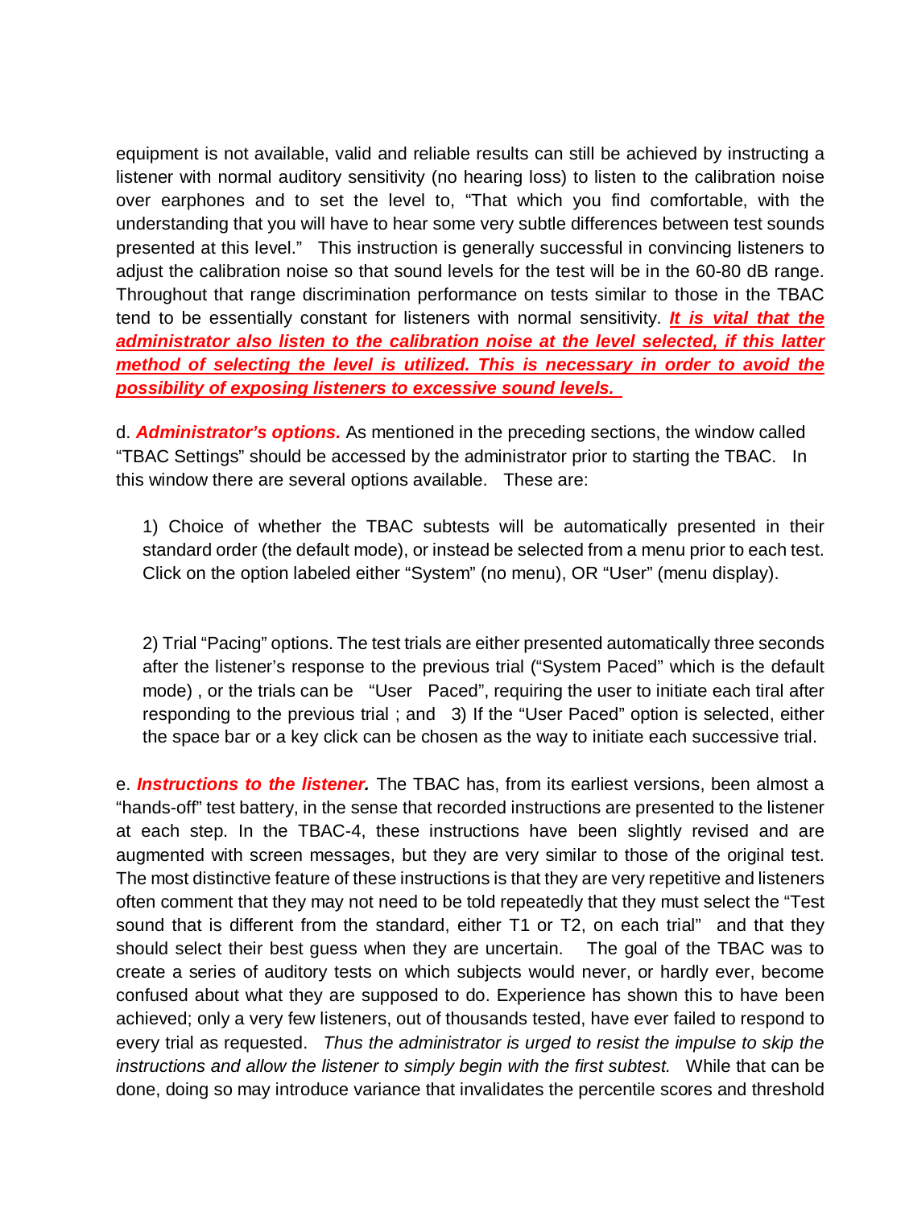equipment is not available, valid and reliable results can still be achieved by instructing a listener with normal auditory sensitivity (no hearing loss) to listen to the calibration noise over earphones and to set the level to, "That which you find comfortable, with the understanding that you will have to hear some very subtle differences between test sounds presented at this level." This instruction is generally successful in convincing listeners to adjust the calibration noise so that sound levels for the test will be in the 60-80 dB range. Throughout that range discrimination performance on tests similar to those in the TBAC tend to be essentially constant for listeners with normal sensitivity. ***It is vital that the administrator also listen to the calibration noise at the level selected, if this latter method of selecting the level is utilized. This is necessary in order to avoid the possibility of exposing listeners to excessive sound levels.***

d. ***Administrator's options.*** As mentioned in the preceding sections, the window called "TBAC Settings" should be accessed by the administrator prior to starting the TBAC. In this window there are several options available. These are:

1) Choice of whether the TBAC subtests will be automatically presented in their standard order (the default mode), or instead be selected from a menu prior to each test. Click on the option labeled either "System" (no menu), OR "User" (menu display).

2) Trial "Pacing" options. The test trials are either presented automatically three seconds after the listener's response to the previous trial ("System Paced" which is the default mode) , or the trials can be "User Paced", requiring the user to initiate each tiral after responding to the previous trial ; and 3) If the "User Paced" option is selected, either the space bar or a key click can be chosen as the way to initiate each successive trial.

e. ***Instructions to the listener.*** The TBAC has, from its earliest versions, been almost a "hands-off" test battery, in the sense that recorded instructions are presented to the listener at each step. In the TBAC-4, these instructions have been slightly revised and are augmented with screen messages, but they are very similar to those of the original test. The most distinctive feature of these instructions is that they are very repetitive and listeners often comment that they may not need to be told repeatedly that they must select the "Test sound that is different from the standard, either T1 or T2, on each trial" and that they should select their best guess when they are uncertain. The goal of the TBAC was to create a series of auditory tests on which subjects would never, or hardly ever, become confused about what they are supposed to do. Experience has shown this to have been achieved; only a very few listeners, out of thousands tested, have ever failed to respond to every trial as requested. *Thus the administrator is urged to resist the impulse to skip the instructions and allow the listener to simply begin with the first subtest.* While that can be done, doing so may introduce variance that invalidates the percentile scores and threshold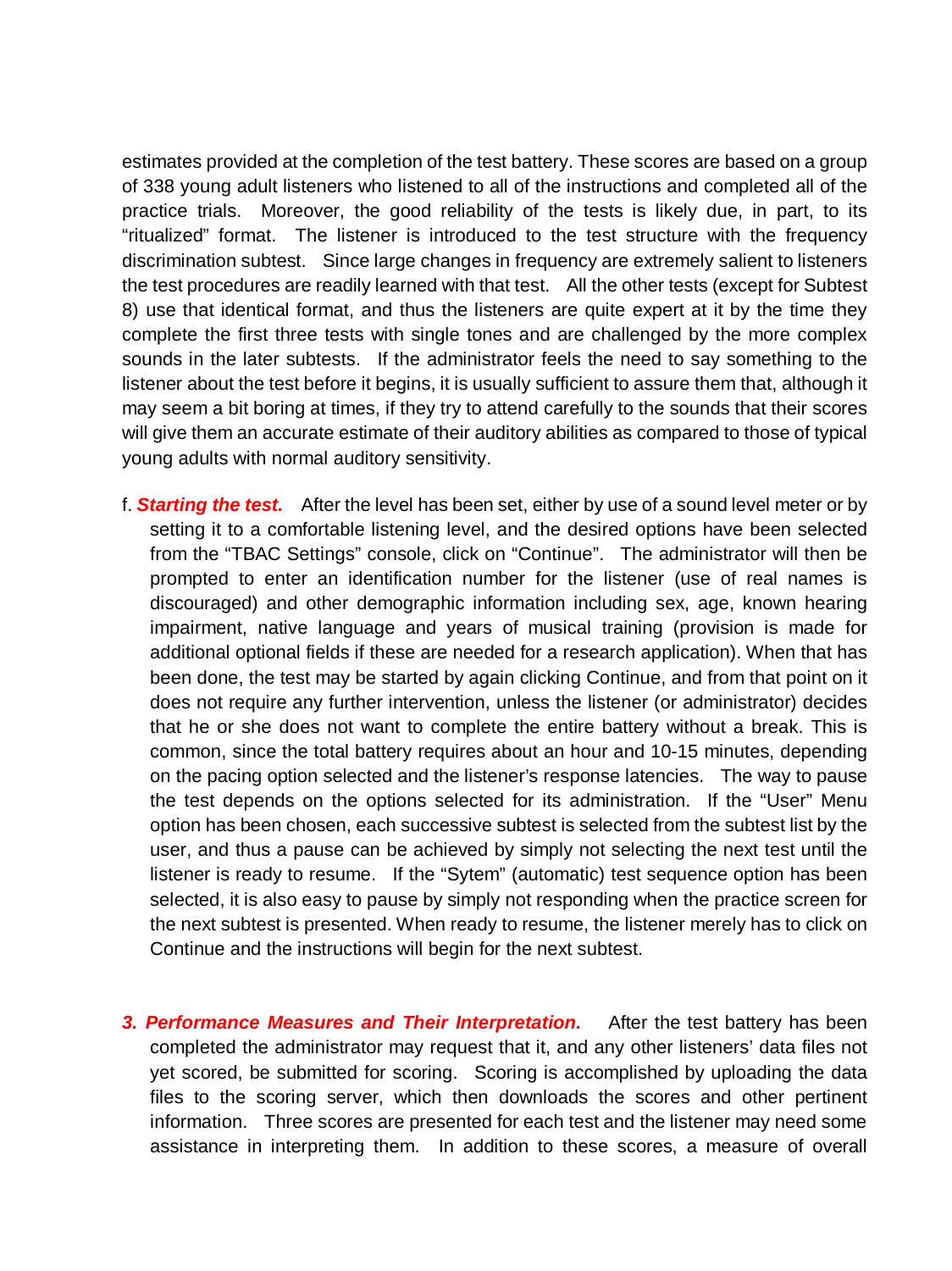estimates provided at the completion of the test battery. These scores are based on a group of 338 young adult listeners who listened to all of the instructions and completed all of the practice trials. Moreover, the good reliability of the tests is likely due, in part, to its "ritualized" format. The listener is introduced to the test structure with the frequency discrimination subtest. Since large changes in frequency are extremely salient to listeners the test procedures are readily learned with that test. All the other tests (except for Subtest 8) use that identical format, and thus the listeners are quite expert at it by the time they complete the first three tests with single tones and are challenged by the more complex sounds in the later subtests. If the administrator feels the need to say something to the listener about the test before it begins, it is usually sufficient to assure them that, although it may seem a bit boring at times, if they try to attend carefully to the sounds that their scores will give them an accurate estimate of their auditory abilities as compared to those of typical young adults with normal auditory sensitivity.

f. ***Starting the test.*** After the level has been set, either by use of a sound level meter or by setting it to a comfortable listening level, and the desired options have been selected from the "TBAC Settings" console, click on "Continue". The administrator will then be prompted to enter an identification number for the listener (use of real names is discouraged) and other demographic information including sex, age, known hearing impairment, native language and years of musical training (provision is made for additional optional fields if these are needed for a research application). When that has been done, the test may be started by again clicking Continue, and from that point on it does not require any further intervention, unless the listener (or administrator) decides that he or she does not want to complete the entire battery without a break. This is common, since the total battery requires about an hour and 10-15 minutes, depending on the pacing option selected and the listener's response latencies. The way to pause the test depends on the options selected for its administration. If the "User" Menu option has been chosen, each successive subtest is selected from the subtest list by the user, and thus a pause can be achieved by simply not selecting the next test until the listener is ready to resume. If the "Sytem" (automatic) test sequence option has been selected, it is also easy to pause by simply not responding when the practice screen for the next subtest is presented. When ready to resume, the listener merely has to click on Continue and the instructions will begin for the next subtest.

## 3. *Performance Measures and Their Interpretation.*

After the test battery has been completed the administrator may request that it, and any other listeners' data files not yet scored, be submitted for scoring. Scoring is accomplished by uploading the data files to the scoring server, which then downloads the scores and other pertinent information. Three scores are presented for each test and the listener may need some assistance in interpreting them. In addition to these scores, a measure of overall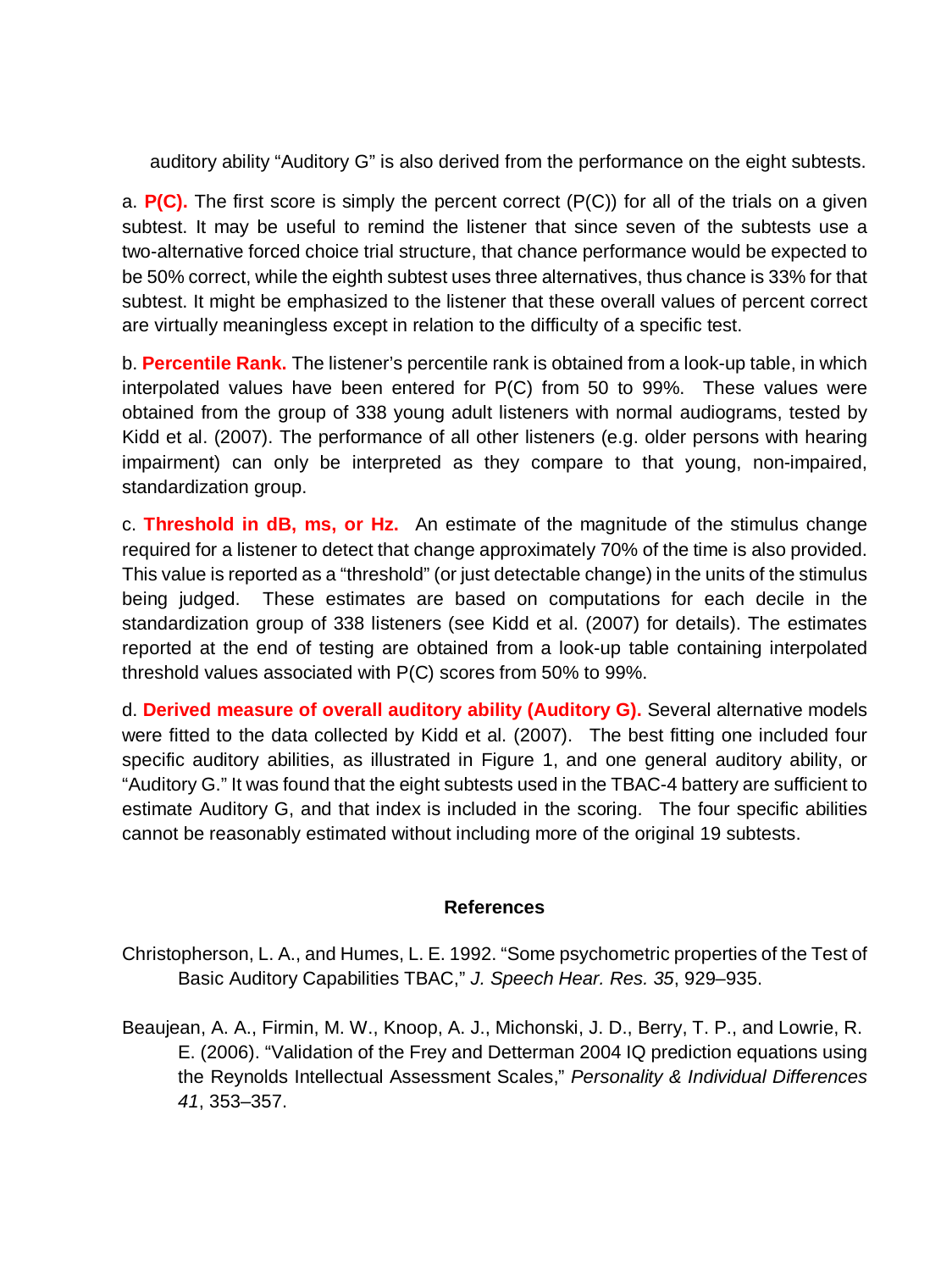auditory ability “Auditory G” is also derived from the performance on the eight subtests.

a. **P(C).** The first score is simply the percent correct (P(C)) for all of the trials on a given subtest. It may be useful to remind the listener that since seven of the subtests use a two-alternative forced choice trial structure, that chance performance would be expected to be 50% correct, while the eighth subtest uses three alternatives, thus chance is 33% for that subtest. It might be emphasized to the listener that these overall values of percent correct are virtually meaningless except in relation to the difficulty of a specific test.

b. **Percentile Rank.** The listener’s percentile rank is obtained from a look-up table, in which interpolated values have been entered for P(C) from 50 to 99%. These values were obtained from the group of 338 young adult listeners with normal audiograms, tested by Kidd et al. (2007). The performance of all other listeners (e.g. older persons with hearing impairment) can only be interpreted as they compare to that young, non-impaired, standardization group.

c. **Threshold in dB, ms, or Hz.** An estimate of the magnitude of the stimulus change required for a listener to detect that change approximately 70% of the time is also provided. This value is reported as a “threshold” (or just detectable change) in the units of the stimulus being judged. These estimates are based on computations for each decile in the standardization group of 338 listeners (see Kidd et al. (2007) for details). The estimates reported at the end of testing are obtained from a look-up table containing interpolated threshold values associated with P(C) scores from 50% to 99%.

d. **Derived measure of overall auditory ability (Auditory G).** Several alternative models were fitted to the data collected by Kidd et al. (2007). The best fitting one included four specific auditory abilities, as illustrated in Figure 1, and one general auditory ability, or “Auditory G.” It was found that the eight subtests used in the TBAC-4 battery are sufficient to estimate Auditory G, and that index is included in the scoring. The four specific abilities cannot be reasonably estimated without including more of the original 19 subtests.

## References

Christopherson, L. A., and Humes, L. E. 1992. “Some psychometric properties of the Test of Basic Auditory Capabilities TBAC,” *J. Speech Hear. Res. 35*, 929–935.

Beaujean, A. A., Firmin, M. W., Knoop, A. J., Michonski, J. D., Berry, T. P., and Lowrie, R. E. (2006). “Validation of the Frey and Detterman 2004 IQ prediction equations using the Reynolds Intellectual Assessment Scales,” *Personality & Individual Differences 41*, 353–357.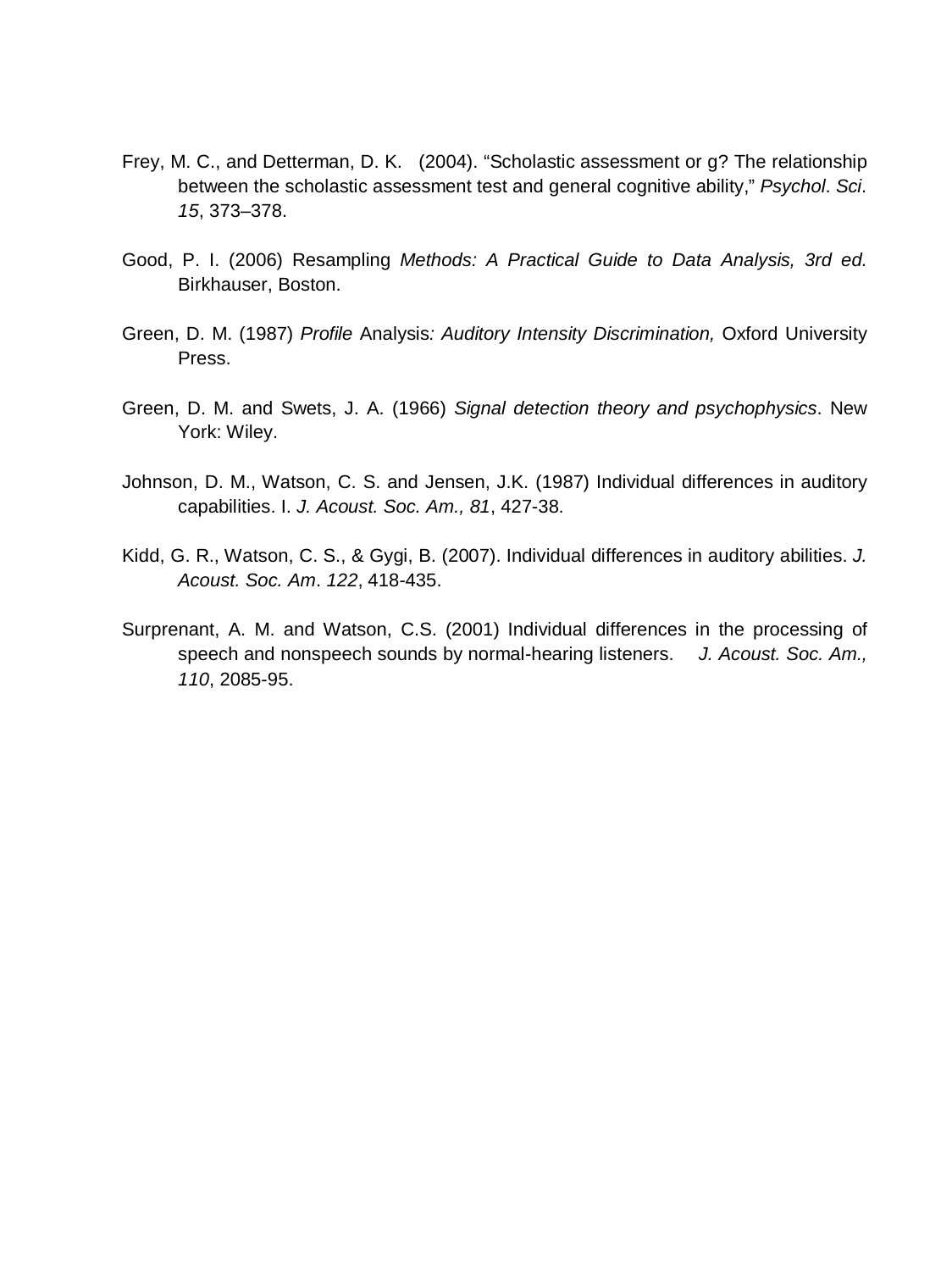Frey, M. C., and Detterman, D. K. (2004). “Scholastic assessment or g? The relationship between the scholastic assessment test and general cognitive ability,” *Psychol*. *Sci*. *15*, 373–378.

Good, P. I. (2006) Resampling *Methods: A Practical Guide to Data Analysis, 3rd ed.* Birkhauser, Boston.

Green, D. M. (1987) *Profile* Analysis*: Auditory Intensity Discrimination,* Oxford University Press.

Green, D. M. and Swets, J. A. (1966) *Signal detection theory and psychophysics*. New York: Wiley.

Johnson, D. M., Watson, C. S. and Jensen, J.K. (1987) Individual differences in auditory capabilities. I. *J. Acoust. Soc. Am., 81*, 427-38.

Kidd, G. R., Watson, C. S., & Gygi, B. (2007). Individual differences in auditory abilities. *J. Acoust. Soc. Am*. *122*, 418-435.

Surprenant, A. M. and Watson, C.S. (2001) Individual differences in the processing of speech and nonspeech sounds by normal-hearing listeners. *J. Acoust. Soc. Am., 110*, 2085-95.